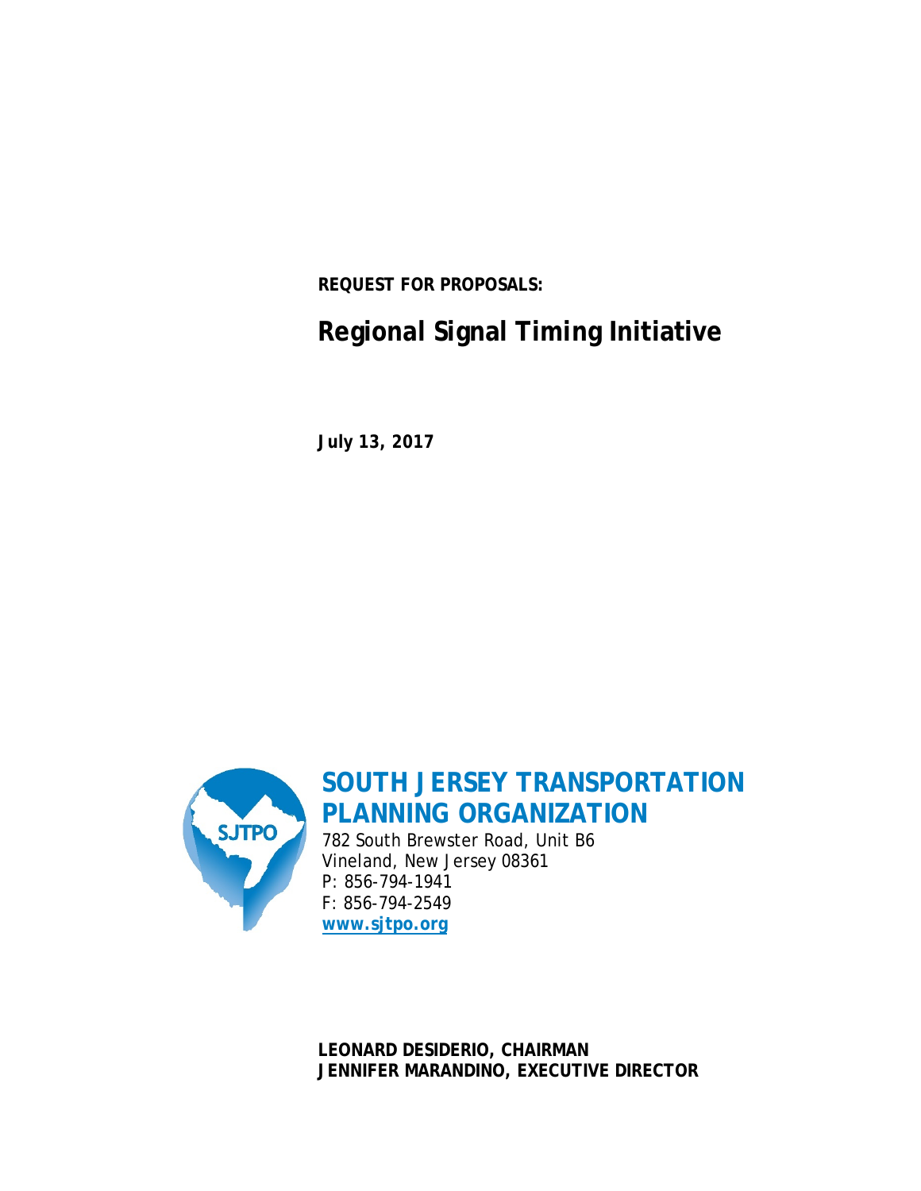**REQUEST FOR PROPOSALS:**

# Regional Signal Timing Initiative

**July 13, 2017**

## SOUTH JERSEY TRANSPORTATION PLANNING ORGANIZATION

782 South Brewster Road, Unit B6
Vineland, New Jersey 08361
P: 856-794-1941
F: 856-794-2549
**www.sjtpo.org**

**LEONARD DESIDERIO, CHAIRMAN**
**JENNIFER MARANDINO, EXECUTIVE DIRECTOR**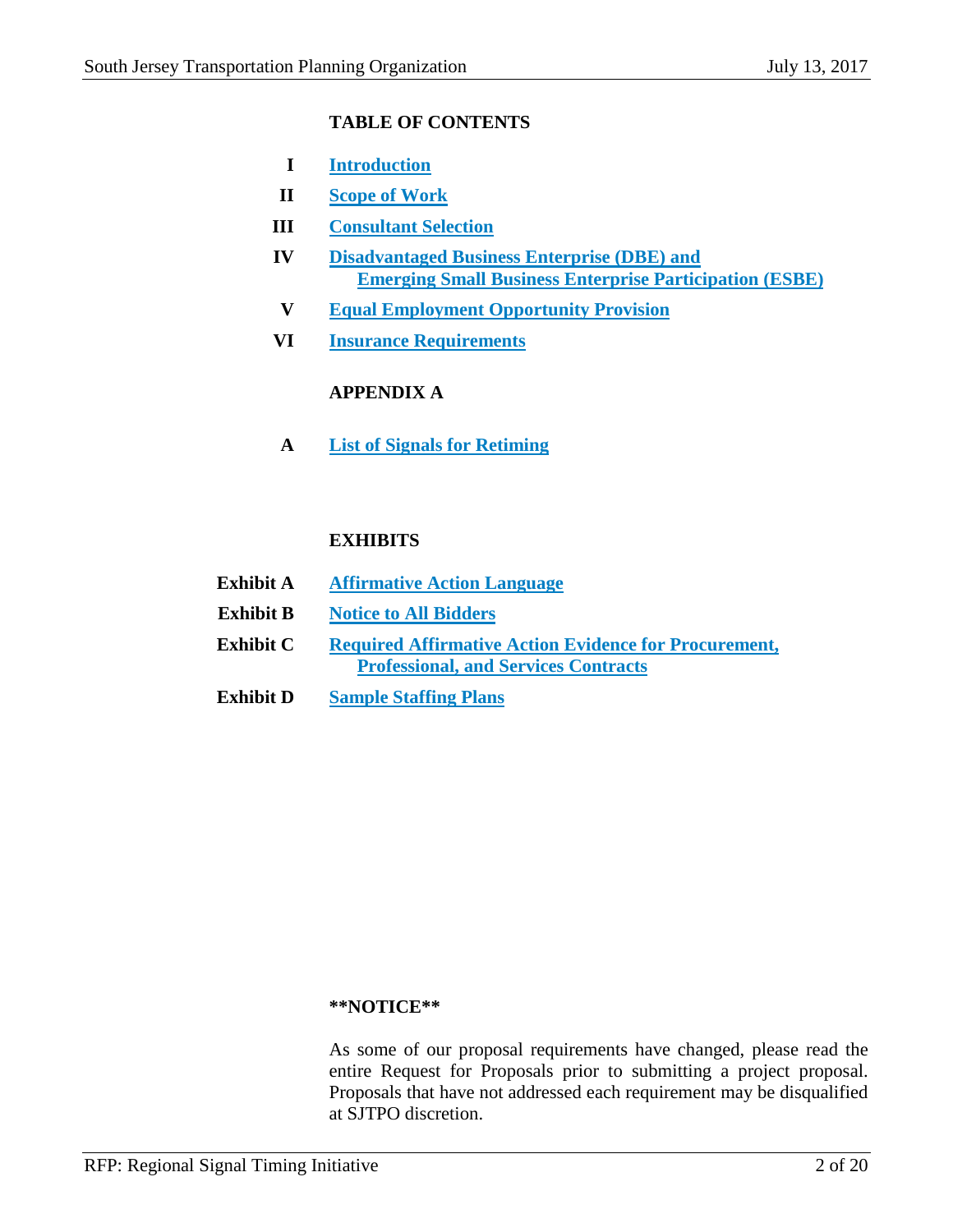## TABLE OF CONTENTS

| | |
|---|---|
| **I** | **Introduction** |
| **II** | **Scope of Work** |
| **III** | **Consultant Selection** |
| **IV** | **Disadvantaged Business Enterprise (DBE) and Emerging Small Business Enterprise Participation (ESBE)** |
| **V** | **Equal Employment Opportunity Provision** |
| **VI** | **Insurance Requirements** |

## APPENDIX A

| | |
|---|---|
| **A** | **List of Signals for Retiming** |

## EXHIBITS

| | |
|---|---|
| **Exhibit A** | **Affirmative Action Language** |
| **Exhibit B** | **Notice to All Bidders** |
| **Exhibit C** | **Required Affirmative Action Evidence for Procurement, Professional, and Services Contracts** |
| **Exhibit D** | **Sample Staffing Plans** |

**\*\*NOTICE\*\***

As some of our proposal requirements have changed, please read the entire Request for Proposals prior to submitting a project proposal. Proposals that have not addressed each requirement may be disqualified at SJTPO discretion.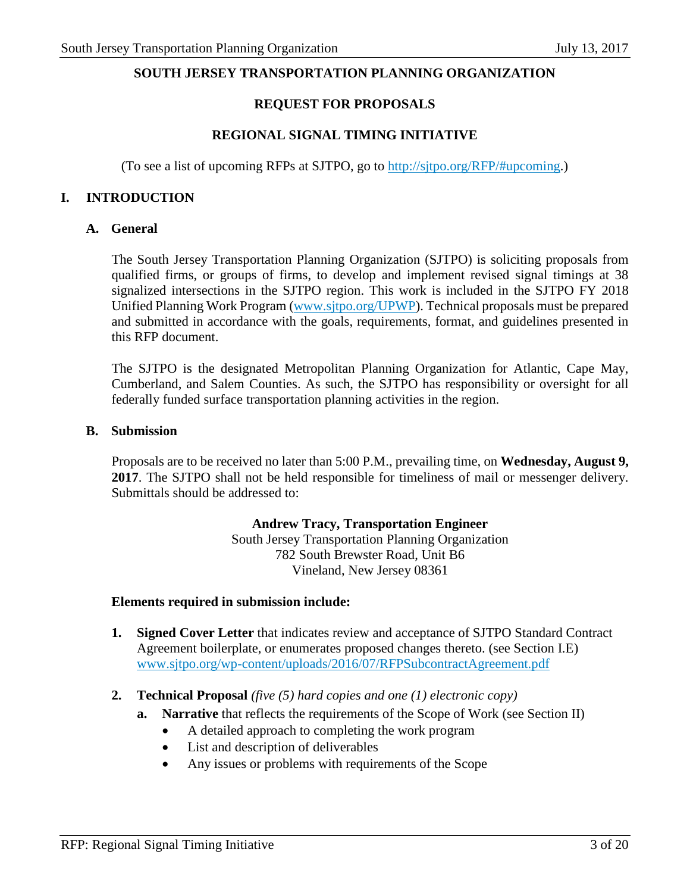# SOUTH JERSEY TRANSPORTATION PLANNING ORGANIZATION

## REQUEST FOR PROPOSALS

## REGIONAL SIGNAL TIMING INITIATIVE

(To see a list of upcoming RFPs at SJTPO, go to http://sjtpo.org/RFP/#upcoming.)

## I. INTRODUCTION

### A. General

The South Jersey Transportation Planning Organization (SJTPO) is soliciting proposals from qualified firms, or groups of firms, to develop and implement revised signal timings at 38 signalized intersections in the SJTPO region. This work is included in the SJTPO FY 2018 Unified Planning Work Program (www.sjtpo.org/UPWP). Technical proposals must be prepared and submitted in accordance with the goals, requirements, format, and guidelines presented in this RFP document.

The SJTPO is the designated Metropolitan Planning Organization for Atlantic, Cape May, Cumberland, and Salem Counties. As such, the SJTPO has responsibility or oversight for all federally funded surface transportation planning activities in the region.

### B. Submission

Proposals are to be received no later than 5:00 P.M., prevailing time, on **Wednesday, August 9, 2017**. The SJTPO shall not be held responsible for timeliness of mail or messenger delivery. Submittals should be addressed to:

**Andrew Tracy, Transportation Engineer**
South Jersey Transportation Planning Organization
782 South Brewster Road, Unit B6
Vineland, New Jersey 08361

**Elements required in submission include:**

1. **Signed Cover Letter** that indicates review and acceptance of SJTPO Standard Contract Agreement boilerplate, or enumerates proposed changes thereto. (see Section I.E) www.sjtpo.org/wp-content/uploads/2016/07/RFPSubcontractAgreement.pdf

2. **Technical Proposal** *(five (5) hard copies and one (1) electronic copy)*
   a. **Narrative** that reflects the requirements of the Scope of Work (see Section II)
      - A detailed approach to completing the work program
      - List and description of deliverables
      - Any issues or problems with requirements of the Scope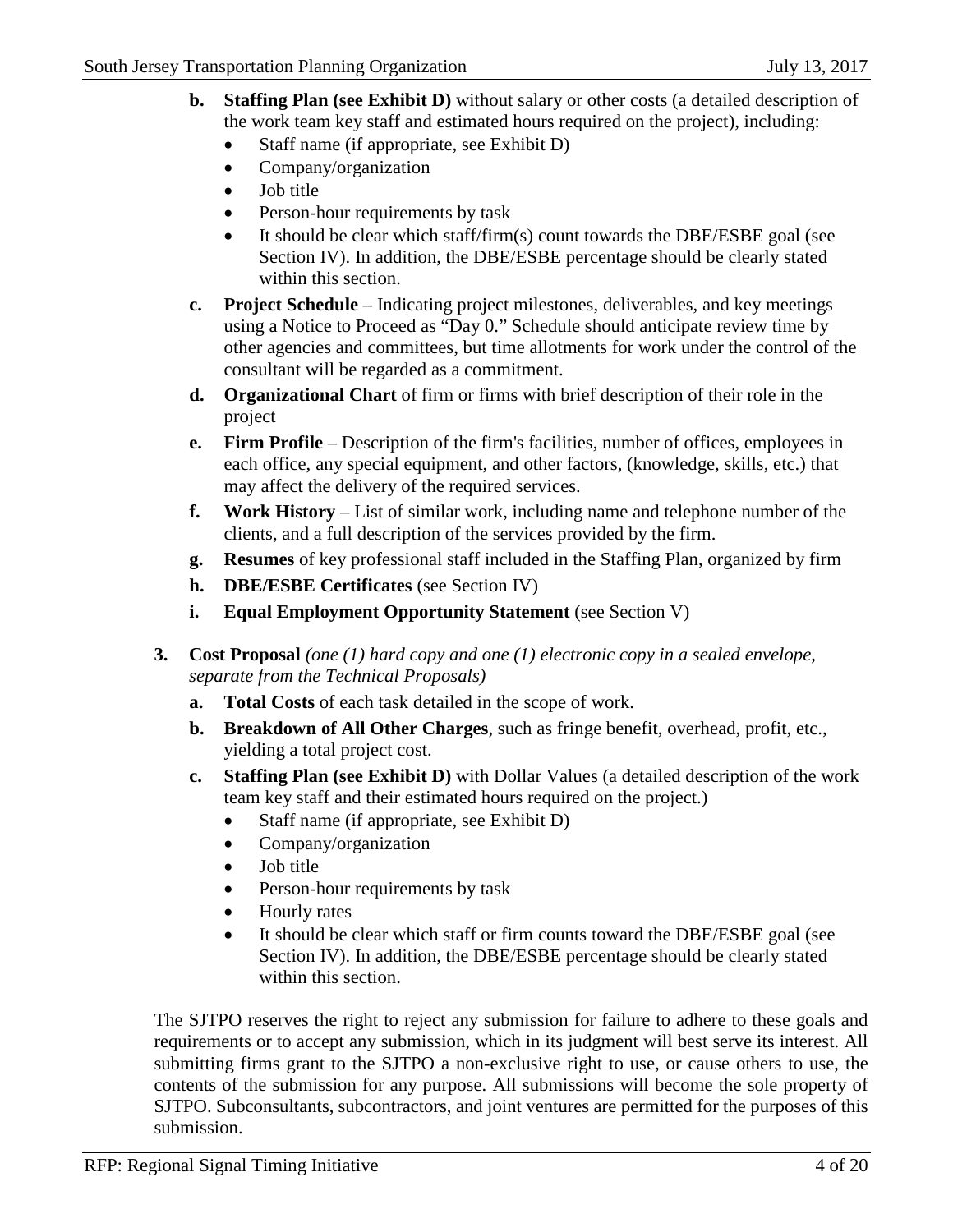b. **Staffing Plan (see Exhibit D)** without salary or other costs (a detailed description of the work team key staff and estimated hours required on the project), including:
   - Staff name (if appropriate, see Exhibit D)
   - Company/organization
   - Job title
   - Person-hour requirements by task
   - It should be clear which staff/firm(s) count towards the DBE/ESBE goal (see Section IV). In addition, the DBE/ESBE percentage should be clearly stated within this section.

c. **Project Schedule** – Indicating project milestones, deliverables, and key meetings using a Notice to Proceed as "Day 0." Schedule should anticipate review time by other agencies and committees, but time allotments for work under the control of the consultant will be regarded as a commitment.

d. **Organizational Chart** of firm or firms with brief description of their role in the project

e. **Firm Profile** – Description of the firm's facilities, number of offices, employees in each office, any special equipment, and other factors, (knowledge, skills, etc.) that may affect the delivery of the required services.

f. **Work History** – List of similar work, including name and telephone number of the clients, and a full description of the services provided by the firm.

g. **Resumes** of key professional staff included in the Staffing Plan, organized by firm

h. **DBE/ESBE Certificates** (see Section IV)

i. **Equal Employment Opportunity Statement** (see Section V)

3. **Cost Proposal** *(one (1) hard copy and one (1) electronic copy in a sealed envelope, separate from the Technical Proposals)*

   a. **Total Costs** of each task detailed in the scope of work.

   b. **Breakdown of All Other Charges**, such as fringe benefit, overhead, profit, etc., yielding a total project cost.

   c. **Staffing Plan (see Exhibit D)** with Dollar Values (a detailed description of the work team key staff and their estimated hours required on the project.)
      - Staff name (if appropriate, see Exhibit D)
      - Company/organization
      - Job title
      - Person-hour requirements by task
      - Hourly rates
      - It should be clear which staff or firm counts toward the DBE/ESBE goal (see Section IV). In addition, the DBE/ESBE percentage should be clearly stated within this section.

The SJTPO reserves the right to reject any submission for failure to adhere to these goals and requirements or to accept any submission, which in its judgment will best serve its interest. All submitting firms grant to the SJTPO a non-exclusive right to use, or cause others to use, the contents of the submission for any purpose. All submissions will become the sole property of SJTPO. Subconsultants, subcontractors, and joint ventures are permitted for the purposes of this submission.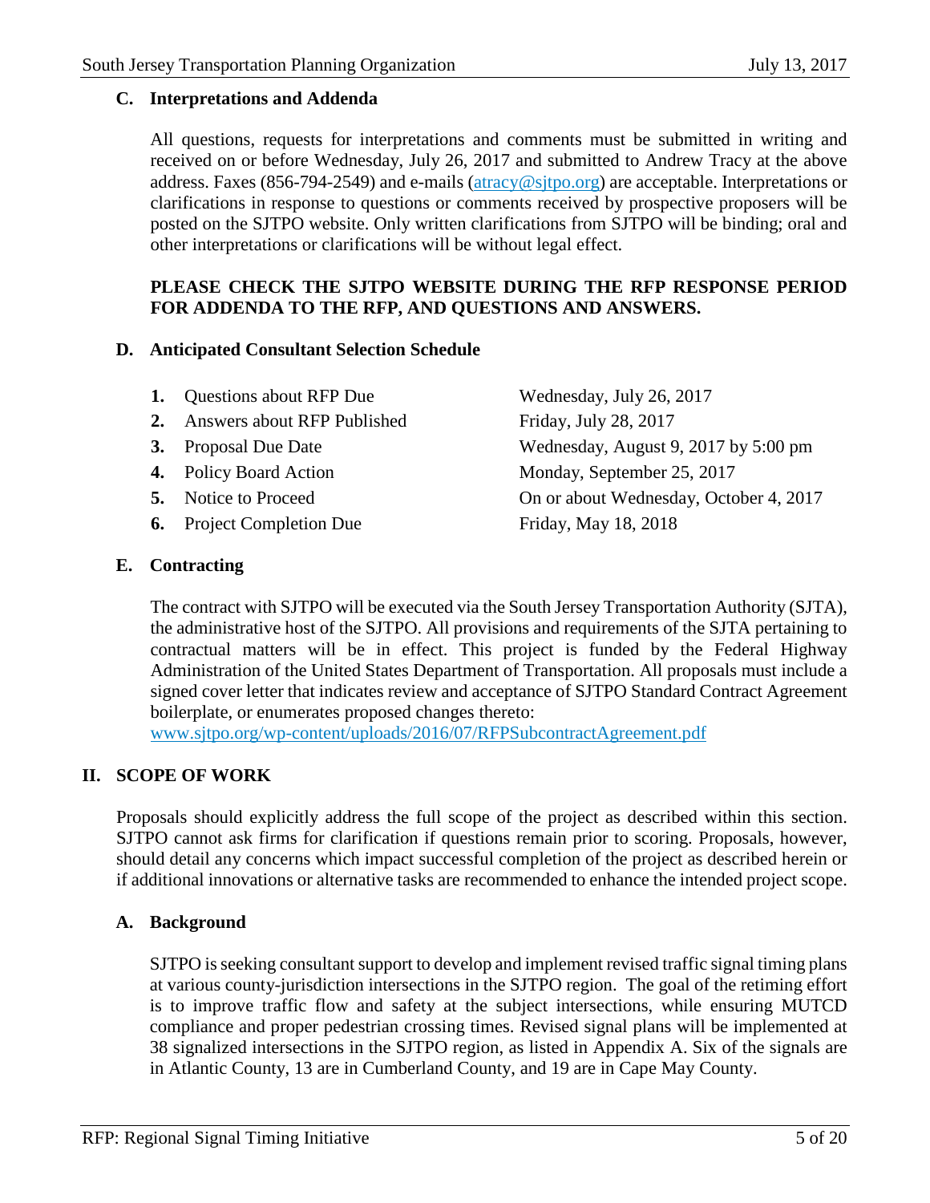### C. Interpretations and Addenda

All questions, requests for interpretations and comments must be submitted in writing and received on or before Wednesday, July 26, 2017 and submitted to Andrew Tracy at the above address. Faxes (856-794-2549) and e-mails (atracy@sjtpo.org) are acceptable. Interpretations or clarifications in response to questions or comments received by prospective proposers will be posted on the SJTPO website. Only written clarifications from SJTPO will be binding; oral and other interpretations or clarifications will be without legal effect.

**PLEASE CHECK THE SJTPO WEBSITE DURING THE RFP RESPONSE PERIOD FOR ADDENDA TO THE RFP, AND QUESTIONS AND ANSWERS.**

### D. Anticipated Consultant Selection Schedule

| | |
|---|---|
| **1.** Questions about RFP Due | Wednesday, July 26, 2017 |
| **2.** Answers about RFP Published | Friday, July 28, 2017 |
| **3.** Proposal Due Date | Wednesday, August 9, 2017 by 5:00 pm |
| **4.** Policy Board Action | Monday, September 25, 2017 |
| **5.** Notice to Proceed | On or about Wednesday, October 4, 2017 |
| **6.** Project Completion Due | Friday, May 18, 2018 |

### E. Contracting

The contract with SJTPO will be executed via the South Jersey Transportation Authority (SJTA), the administrative host of the SJTPO. All provisions and requirements of the SJTA pertaining to contractual matters will be in effect. This project is funded by the Federal Highway Administration of the United States Department of Transportation. All proposals must include a signed cover letter that indicates review and acceptance of SJTPO Standard Contract Agreement boilerplate, or enumerates proposed changes thereto:
www.sjtpo.org/wp-content/uploads/2016/07/RFPSubcontractAgreement.pdf

## II. SCOPE OF WORK

Proposals should explicitly address the full scope of the project as described within this section. SJTPO cannot ask firms for clarification if questions remain prior to scoring. Proposals, however, should detail any concerns which impact successful completion of the project as described herein or if additional innovations or alternative tasks are recommended to enhance the intended project scope.

### A. Background

SJTPO is seeking consultant support to develop and implement revised traffic signal timing plans at various county-jurisdiction intersections in the SJTPO region. The goal of the retiming effort is to improve traffic flow and safety at the subject intersections, while ensuring MUTCD compliance and proper pedestrian crossing times. Revised signal plans will be implemented at 38 signalized intersections in the SJTPO region, as listed in Appendix A. Six of the signals are in Atlantic County, 13 are in Cumberland County, and 19 are in Cape May County.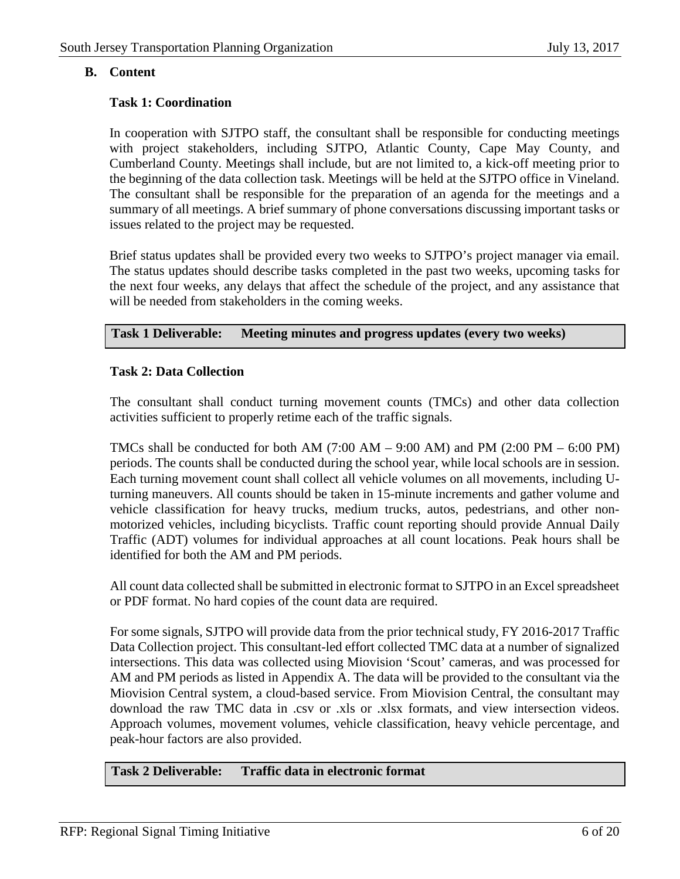## B. Content

### Task 1: Coordination

In cooperation with SJTPO staff, the consultant shall be responsible for conducting meetings with project stakeholders, including SJTPO, Atlantic County, Cape May County, and Cumberland County. Meetings shall include, but are not limited to, a kick-off meeting prior to the beginning of the data collection task. Meetings will be held at the SJTPO office in Vineland. The consultant shall be responsible for the preparation of an agenda for the meetings and a summary of all meetings. A brief summary of phone conversations discussing important tasks or issues related to the project may be requested.

Brief status updates shall be provided every two weeks to SJTPO's project manager via email. The status updates should describe tasks completed in the past two weeks, upcoming tasks for the next four weeks, any delays that affect the schedule of the project, and any assistance that will be needed from stakeholders in the coming weeks.

| **Task 1 Deliverable:** | **Meeting minutes and progress updates (every two weeks)** |
|---|---|

### Task 2: Data Collection

The consultant shall conduct turning movement counts (TMCs) and other data collection activities sufficient to properly retime each of the traffic signals.

TMCs shall be conducted for both AM (7:00 AM – 9:00 AM) and PM (2:00 PM – 6:00 PM) periods. The counts shall be conducted during the school year, while local schools are in session. Each turning movement count shall collect all vehicle volumes on all movements, including U-turning maneuvers. All counts should be taken in 15-minute increments and gather volume and vehicle classification for heavy trucks, medium trucks, autos, pedestrians, and other non-motorized vehicles, including bicyclists. Traffic count reporting should provide Annual Daily Traffic (ADT) volumes for individual approaches at all count locations. Peak hours shall be identified for both the AM and PM periods.

All count data collected shall be submitted in electronic format to SJTPO in an Excel spreadsheet or PDF format. No hard copies of the count data are required.

For some signals, SJTPO will provide data from the prior technical study, FY 2016-2017 Traffic Data Collection project. This consultant-led effort collected TMC data at a number of signalized intersections. This data was collected using Miovision 'Scout' cameras, and was processed for AM and PM periods as listed in Appendix A. The data will be provided to the consultant via the Miovision Central system, a cloud-based service. From Miovision Central, the consultant may download the raw TMC data in .csv or .xls or .xlsx formats, and view intersection videos. Approach volumes, movement volumes, vehicle classification, heavy vehicle percentage, and peak-hour factors are also provided.

| **Task 2 Deliverable:** | **Traffic data in electronic format** |
|---|---|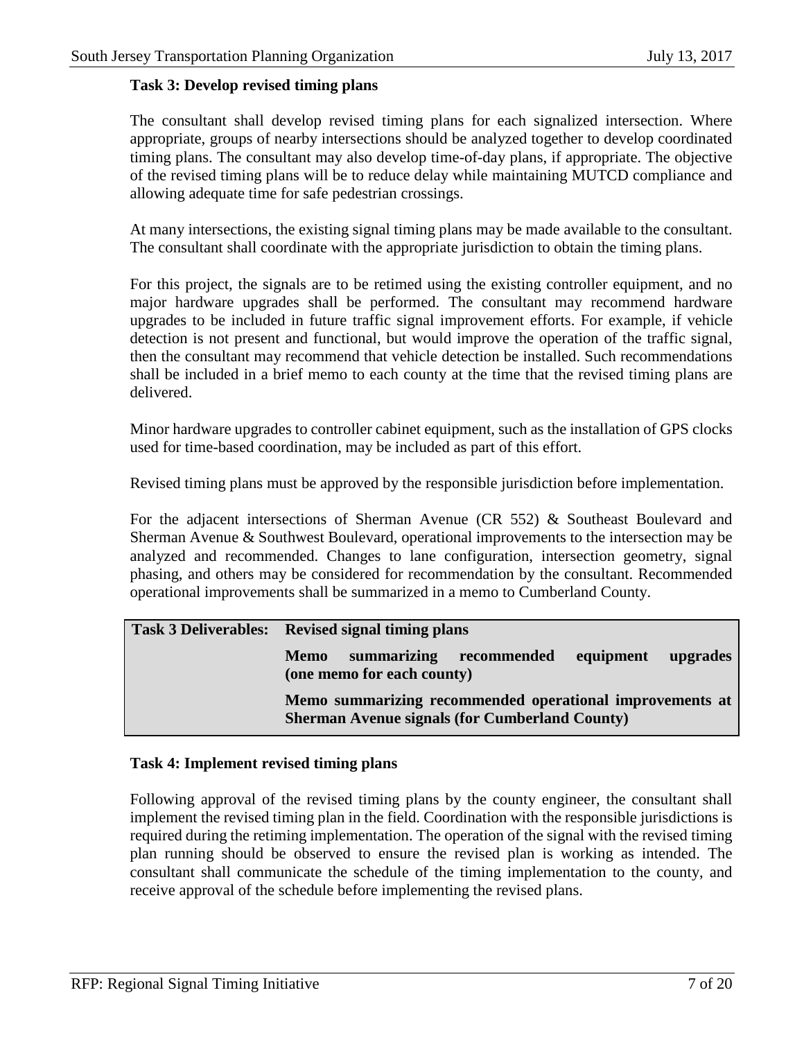### Task 3: Develop revised timing plans

The consultant shall develop revised timing plans for each signalized intersection. Where appropriate, groups of nearby intersections should be analyzed together to develop coordinated timing plans. The consultant may also develop time-of-day plans, if appropriate. The objective of the revised timing plans will be to reduce delay while maintaining MUTCD compliance and allowing adequate time for safe pedestrian crossings.

At many intersections, the existing signal timing plans may be made available to the consultant. The consultant shall coordinate with the appropriate jurisdiction to obtain the timing plans.

For this project, the signals are to be retimed using the existing controller equipment, and no major hardware upgrades shall be performed. The consultant may recommend hardware upgrades to be included in future traffic signal improvement efforts. For example, if vehicle detection is not present and functional, but would improve the operation of the traffic signal, then the consultant may recommend that vehicle detection be installed. Such recommendations shall be included in a brief memo to each county at the time that the revised timing plans are delivered.

Minor hardware upgrades to controller cabinet equipment, such as the installation of GPS clocks used for time-based coordination, may be included as part of this effort.

Revised timing plans must be approved by the responsible jurisdiction before implementation.

For the adjacent intersections of Sherman Avenue (CR 552) & Southeast Boulevard and Sherman Avenue & Southwest Boulevard, operational improvements to the intersection may be analyzed and recommended. Changes to lane configuration, intersection geometry, signal phasing, and others may be considered for recommendation by the consultant. Recommended operational improvements shall be summarized in a memo to Cumberland County.

| **Task 3 Deliverables:** | **Revised signal timing plans** |
|---|---|
| | **Memo summarizing recommended equipment upgrades (one memo for each county)** |
| | **Memo summarizing recommended operational improvements at Sherman Avenue signals (for Cumberland County)** |

### Task 4: Implement revised timing plans

Following approval of the revised timing plans by the county engineer, the consultant shall implement the revised timing plan in the field. Coordination with the responsible jurisdictions is required during the retiming implementation. The operation of the signal with the revised timing plan running should be observed to ensure the revised plan is working as intended. The consultant shall communicate the schedule of the timing implementation to the county, and receive approval of the schedule before implementing the revised plans.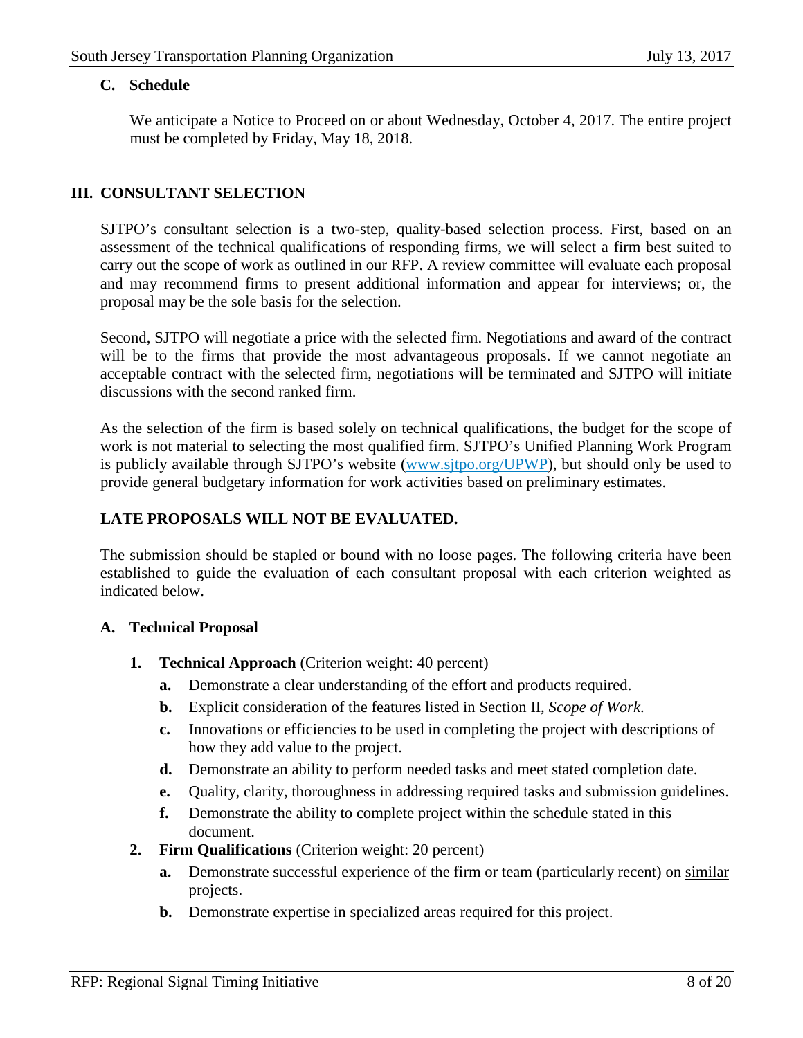### C. Schedule

We anticipate a Notice to Proceed on or about Wednesday, October 4, 2017. The entire project must be completed by Friday, May 18, 2018.

## III. CONSULTANT SELECTION

SJTPO's consultant selection is a two-step, quality-based selection process. First, based on an assessment of the technical qualifications of responding firms, we will select a firm best suited to carry out the scope of work as outlined in our RFP. A review committee will evaluate each proposal and may recommend firms to present additional information and appear for interviews; or, the proposal may be the sole basis for the selection.

Second, SJTPO will negotiate a price with the selected firm. Negotiations and award of the contract will be to the firms that provide the most advantageous proposals. If we cannot negotiate an acceptable contract with the selected firm, negotiations will be terminated and SJTPO will initiate discussions with the second ranked firm.

As the selection of the firm is based solely on technical qualifications, the budget for the scope of work is not material to selecting the most qualified firm. SJTPO's Unified Planning Work Program is publicly available through SJTPO's website (www.sjtpo.org/UPWP), but should only be used to provide general budgetary information for work activities based on preliminary estimates.

**LATE PROPOSALS WILL NOT BE EVALUATED.**

The submission should be stapled or bound with no loose pages. The following criteria have been established to guide the evaluation of each consultant proposal with each criterion weighted as indicated below.

### A. Technical Proposal

1. **Technical Approach** (Criterion weight: 40 percent)
   - **a.** Demonstrate a clear understanding of the effort and products required.
   - **b.** Explicit consideration of the features listed in Section II, *Scope of Work*.
   - **c.** Innovations or efficiencies to be used in completing the project with descriptions of how they add value to the project.
   - **d.** Demonstrate an ability to perform needed tasks and meet stated completion date.
   - **e.** Quality, clarity, thoroughness in addressing required tasks and submission guidelines.
   - **f.** Demonstrate the ability to complete project within the schedule stated in this document.
2. **Firm Qualifications** (Criterion weight: 20 percent)
   - **a.** Demonstrate successful experience of the firm or team (particularly recent) on <u>similar</u> projects.
   - **b.** Demonstrate expertise in specialized areas required for this project.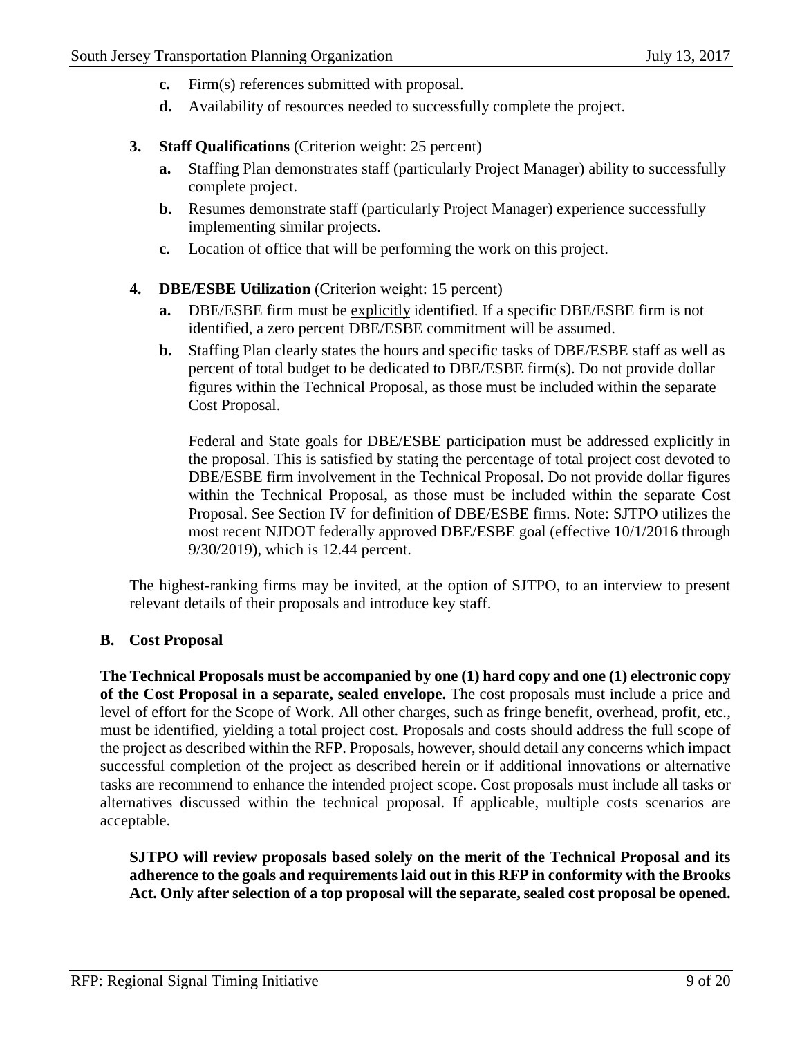c. Firm(s) references submitted with proposal.
d. Availability of resources needed to successfully complete the project.

3. **Staff Qualifications** (Criterion weight: 25 percent)
   a. Staffing Plan demonstrates staff (particularly Project Manager) ability to successfully complete project.
   b. Resumes demonstrate staff (particularly Project Manager) experience successfully implementing similar projects.
   c. Location of office that will be performing the work on this project.

4. **DBE/ESBE Utilization** (Criterion weight: 15 percent)
   a. DBE/ESBE firm must be explicitly identified. If a specific DBE/ESBE firm is not identified, a zero percent DBE/ESBE commitment will be assumed.
   b. Staffing Plan clearly states the hours and specific tasks of DBE/ESBE staff as well as percent of total budget to be dedicated to DBE/ESBE firm(s). Do not provide dollar figures within the Technical Proposal, as those must be included within the separate Cost Proposal.

   Federal and State goals for DBE/ESBE participation must be addressed explicitly in the proposal. This is satisfied by stating the percentage of total project cost devoted to DBE/ESBE firm involvement in the Technical Proposal. Do not provide dollar figures within the Technical Proposal, as those must be included within the separate Cost Proposal. See Section IV for definition of DBE/ESBE firms. Note: SJTPO utilizes the most recent NJDOT federally approved DBE/ESBE goal (effective 10/1/2016 through 9/30/2019), which is 12.44 percent.

The highest-ranking firms may be invited, at the option of SJTPO, to an interview to present relevant details of their proposals and introduce key staff.

### B. Cost Proposal

**The Technical Proposals must be accompanied by one (1) hard copy and one (1) electronic copy of the Cost Proposal in a separate, sealed envelope.** The cost proposals must include a price and level of effort for the Scope of Work. All other charges, such as fringe benefit, overhead, profit, etc., must be identified, yielding a total project cost. Proposals and costs should address the full scope of the project as described within the RFP. Proposals, however, should detail any concerns which impact successful completion of the project as described herein or if additional innovations or alternative tasks are recommend to enhance the intended project scope. Cost proposals must include all tasks or alternatives discussed within the technical proposal. If applicable, multiple costs scenarios are acceptable.

**SJTPO will review proposals based solely on the merit of the Technical Proposal and its adherence to the goals and requirements laid out in this RFP in conformity with the Brooks Act. Only after selection of a top proposal will the separate, sealed cost proposal be opened.**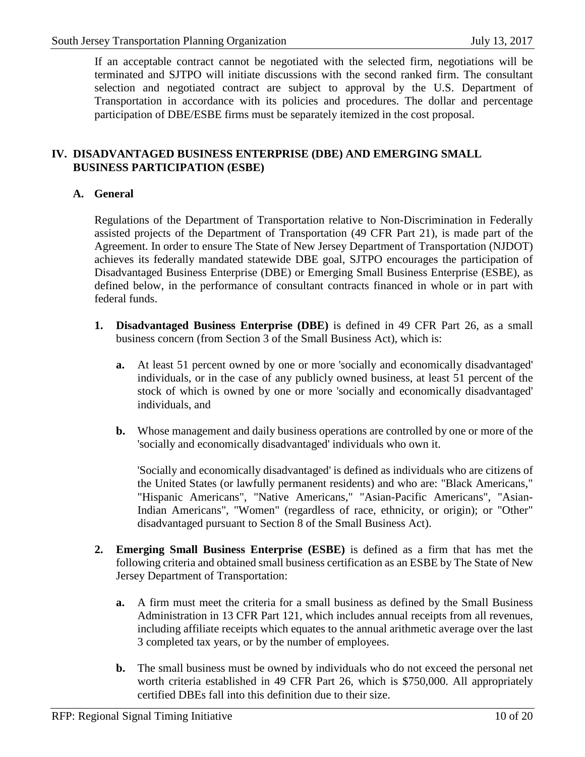If an acceptable contract cannot be negotiated with the selected firm, negotiations will be terminated and SJTPO will initiate discussions with the second ranked firm. The consultant selection and negotiated contract are subject to approval by the U.S. Department of Transportation in accordance with its policies and procedures. The dollar and percentage participation of DBE/ESBE firms must be separately itemized in the cost proposal.

## IV. DISADVANTAGED BUSINESS ENTERPRISE (DBE) AND EMERGING SMALL BUSINESS PARTICIPATION (ESBE)

### A. General

Regulations of the Department of Transportation relative to Non-Discrimination in Federally assisted projects of the Department of Transportation (49 CFR Part 21), is made part of the Agreement. In order to ensure The State of New Jersey Department of Transportation (NJDOT) achieves its federally mandated statewide DBE goal, SJTPO encourages the participation of Disadvantaged Business Enterprise (DBE) or Emerging Small Business Enterprise (ESBE), as defined below, in the performance of consultant contracts financed in whole or in part with federal funds.

1. **Disadvantaged Business Enterprise (DBE)** is defined in 49 CFR Part 26, as a small business concern (from Section 3 of the Small Business Act), which is:

   **a.** At least 51 percent owned by one or more 'socially and economically disadvantaged' individuals, or in the case of any publicly owned business, at least 51 percent of the stock of which is owned by one or more 'socially and economically disadvantaged' individuals, and

   **b.** Whose management and daily business operations are controlled by one or more of the 'socially and economically disadvantaged' individuals who own it.

   'Socially and economically disadvantaged' is defined as individuals who are citizens of the United States (or lawfully permanent residents) and who are: "Black Americans," "Hispanic Americans", "Native Americans," "Asian-Pacific Americans", "Asian-Indian Americans", "Women" (regardless of race, ethnicity, or origin); or "Other" disadvantaged pursuant to Section 8 of the Small Business Act).

2. **Emerging Small Business Enterprise (ESBE)** is defined as a firm that has met the following criteria and obtained small business certification as an ESBE by The State of New Jersey Department of Transportation:

   **a.** A firm must meet the criteria for a small business as defined by the Small Business Administration in 13 CFR Part 121, which includes annual receipts from all revenues, including affiliate receipts which equates to the annual arithmetic average over the last 3 completed tax years, or by the number of employees.

   **b.** The small business must be owned by individuals who do not exceed the personal net worth criteria established in 49 CFR Part 26, which is $750,000. All appropriately certified DBEs fall into this definition due to their size.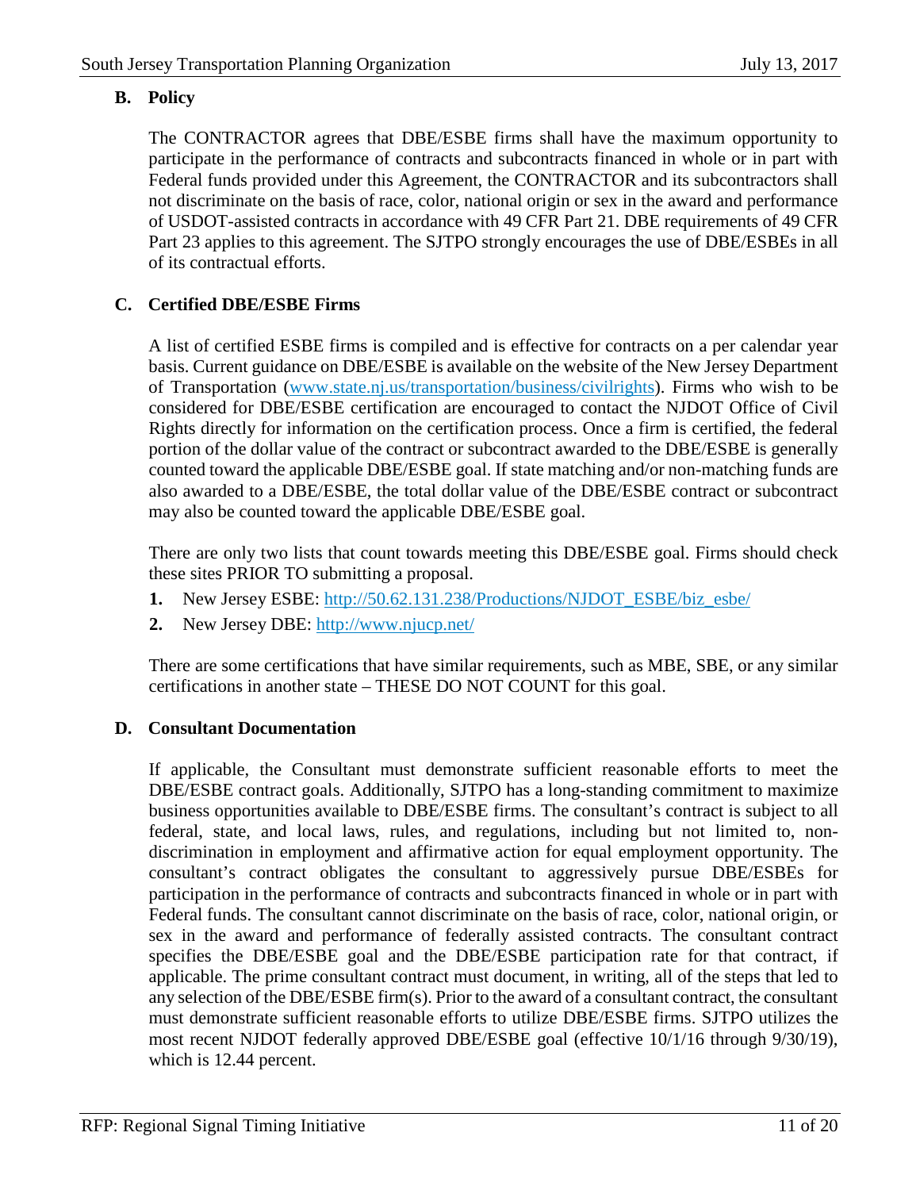### B. Policy

The CONTRACTOR agrees that DBE/ESBE firms shall have the maximum opportunity to participate in the performance of contracts and subcontracts financed in whole or in part with Federal funds provided under this Agreement, the CONTRACTOR and its subcontractors shall not discriminate on the basis of race, color, national origin or sex in the award and performance of USDOT-assisted contracts in accordance with 49 CFR Part 21. DBE requirements of 49 CFR Part 23 applies to this agreement. The SJTPO strongly encourages the use of DBE/ESBEs in all of its contractual efforts.

### C. Certified DBE/ESBE Firms

A list of certified ESBE firms is compiled and is effective for contracts on a per calendar year basis. Current guidance on DBE/ESBE is available on the website of the New Jersey Department of Transportation (www.state.nj.us/transportation/business/civilrights). Firms who wish to be considered for DBE/ESBE certification are encouraged to contact the NJDOT Office of Civil Rights directly for information on the certification process. Once a firm is certified, the federal portion of the dollar value of the contract or subcontract awarded to the DBE/ESBE is generally counted toward the applicable DBE/ESBE goal. If state matching and/or non-matching funds are also awarded to a DBE/ESBE, the total dollar value of the DBE/ESBE contract or subcontract may also be counted toward the applicable DBE/ESBE goal.

There are only two lists that count towards meeting this DBE/ESBE goal. Firms should check these sites PRIOR TO submitting a proposal.

1. New Jersey ESBE: http://50.62.131.238/Productions/NJDOT_ESBE/biz_esbe/
2. New Jersey DBE: http://www.njucp.net/

There are some certifications that have similar requirements, such as MBE, SBE, or any similar certifications in another state – THESE DO NOT COUNT for this goal.

### D. Consultant Documentation

If applicable, the Consultant must demonstrate sufficient reasonable efforts to meet the DBE/ESBE contract goals. Additionally, SJTPO has a long-standing commitment to maximize business opportunities available to DBE/ESBE firms. The consultant's contract is subject to all federal, state, and local laws, rules, and regulations, including but not limited to, non-discrimination in employment and affirmative action for equal employment opportunity. The consultant's contract obligates the consultant to aggressively pursue DBE/ESBEs for participation in the performance of contracts and subcontracts financed in whole or in part with Federal funds. The consultant cannot discriminate on the basis of race, color, national origin, or sex in the award and performance of federally assisted contracts. The consultant contract specifies the DBE/ESBE goal and the DBE/ESBE participation rate for that contract, if applicable. The prime consultant contract must document, in writing, all of the steps that led to any selection of the DBE/ESBE firm(s). Prior to the award of a consultant contract, the consultant must demonstrate sufficient reasonable efforts to utilize DBE/ESBE firms. SJTPO utilizes the most recent NJDOT federally approved DBE/ESBE goal (effective 10/1/16 through 9/30/19), which is 12.44 percent.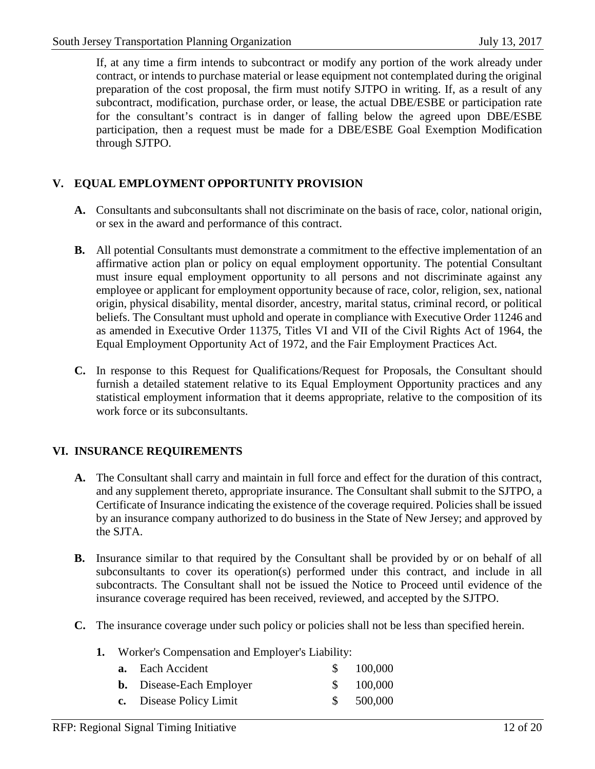If, at any time a firm intends to subcontract or modify any portion of the work already under contract, or intends to purchase material or lease equipment not contemplated during the original preparation of the cost proposal, the firm must notify SJTPO in writing. If, as a result of any subcontract, modification, purchase order, or lease, the actual DBE/ESBE or participation rate for the consultant's contract is in danger of falling below the agreed upon DBE/ESBE participation, then a request must be made for a DBE/ESBE Goal Exemption Modification through SJTPO.

## V. EQUAL EMPLOYMENT OPPORTUNITY PROVISION

**A.** Consultants and subconsultants shall not discriminate on the basis of race, color, national origin, or sex in the award and performance of this contract.

**B.** All potential Consultants must demonstrate a commitment to the effective implementation of an affirmative action plan or policy on equal employment opportunity. The potential Consultant must insure equal employment opportunity to all persons and not discriminate against any employee or applicant for employment opportunity because of race, color, religion, sex, national origin, physical disability, mental disorder, ancestry, marital status, criminal record, or political beliefs. The Consultant must uphold and operate in compliance with Executive Order 11246 and as amended in Executive Order 11375, Titles VI and VII of the Civil Rights Act of 1964, the Equal Employment Opportunity Act of 1972, and the Fair Employment Practices Act.

**C.** In response to this Request for Qualifications/Request for Proposals, the Consultant should furnish a detailed statement relative to its Equal Employment Opportunity practices and any statistical employment information that it deems appropriate, relative to the composition of its work force or its subconsultants.

## VI. INSURANCE REQUIREMENTS

**A.** The Consultant shall carry and maintain in full force and effect for the duration of this contract, and any supplement thereto, appropriate insurance. The Consultant shall submit to the SJTPO, a Certificate of Insurance indicating the existence of the coverage required. Policies shall be issued by an insurance company authorized to do business in the State of New Jersey; and approved by the SJTA.

**B.** Insurance similar to that required by the Consultant shall be provided by or on behalf of all subconsultants to cover its operation(s) performed under this contract, and include in all subcontracts. The Consultant shall not be issued the Notice to Proceed until evidence of the insurance coverage required has been received, reviewed, and accepted by the SJTPO.

**C.** The insurance coverage under such policy or policies shall not be less than specified herein.

**1.** Worker's Compensation and Employer's Liability:

| | | |
|---|---|---|
| **a.** | Each Accident | $ 100,000 |
| **b.** | Disease-Each Employer | $ 100,000 |
| **c.** | Disease Policy Limit | $ 500,000 |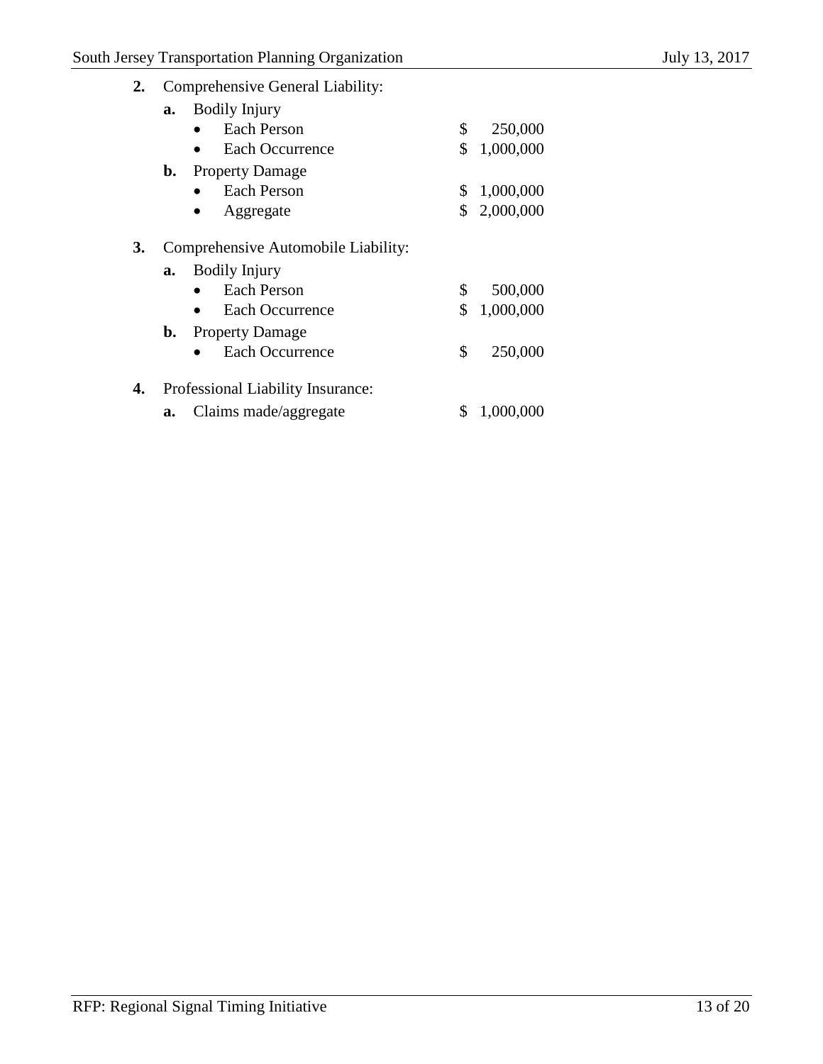**2.** Comprehensive General Liability:

**a.** Bodily Injury

- Each Person $ 250,000
- Each Occurrence $ 1,000,000

**b.** Property Damage

- Each Person $ 1,000,000
- Aggregate $ 2,000,000

**3.** Comprehensive Automobile Liability:

**a.** Bodily Injury

- Each Person $ 500,000
- Each Occurrence $ 1,000,000

**b.** Property Damage

- Each Occurrence $ 250,000

**4.** Professional Liability Insurance:

**a.** Claims made/aggregate $ 1,000,000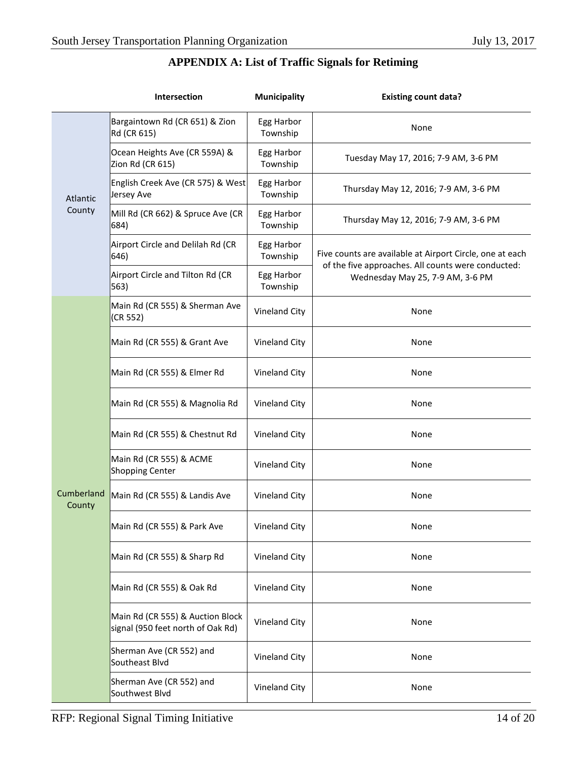## APPENDIX A: List of Traffic Signals for Retiming

| | Intersection | Municipality | Existing count data? |
|---|---|---|---|
| Atlantic County | Bargaintown Rd (CR 651) & Zion Rd (CR 615) | Egg Harbor Township | None |
| | Ocean Heights Ave (CR 559A) & Zion Rd (CR 615) | Egg Harbor Township | Tuesday May 17, 2016; 7-9 AM, 3-6 PM |
| | English Creek Ave (CR 575) & West Jersey Ave | Egg Harbor Township | Thursday May 12, 2016; 7-9 AM, 3-6 PM |
| | Mill Rd (CR 662) & Spruce Ave (CR 684) | Egg Harbor Township | Thursday May 12, 2016; 7-9 AM, 3-6 PM |
| | Airport Circle and Delilah Rd (CR 646) | Egg Harbor Township | Five counts are available at Airport Circle, one at each of the five approaches. All counts were conducted: Wednesday May 25, 7-9 AM, 3-6 PM |
| | Airport Circle and Tilton Rd (CR 563) | Egg Harbor Township | |
| Cumberland County | Main Rd (CR 555) & Sherman Ave (CR 552) | Vineland City | None |
| | Main Rd (CR 555) & Grant Ave | Vineland City | None |
| | Main Rd (CR 555) & Elmer Rd | Vineland City | None |
| | Main Rd (CR 555) & Magnolia Rd | Vineland City | None |
| | Main Rd (CR 555) & Chestnut Rd | Vineland City | None |
| | Main Rd (CR 555) & ACME Shopping Center | Vineland City | None |
| | Main Rd (CR 555) & Landis Ave | Vineland City | None |
| | Main Rd (CR 555) & Park Ave | Vineland City | None |
| | Main Rd (CR 555) & Sharp Rd | Vineland City | None |
| | Main Rd (CR 555) & Oak Rd | Vineland City | None |
| | Main Rd (CR 555) & Auction Block signal (950 feet north of Oak Rd) | Vineland City | None |
| | Sherman Ave (CR 552) and Southeast Blvd | Vineland City | None |
| | Sherman Ave (CR 552) and Southwest Blvd | Vineland City | None |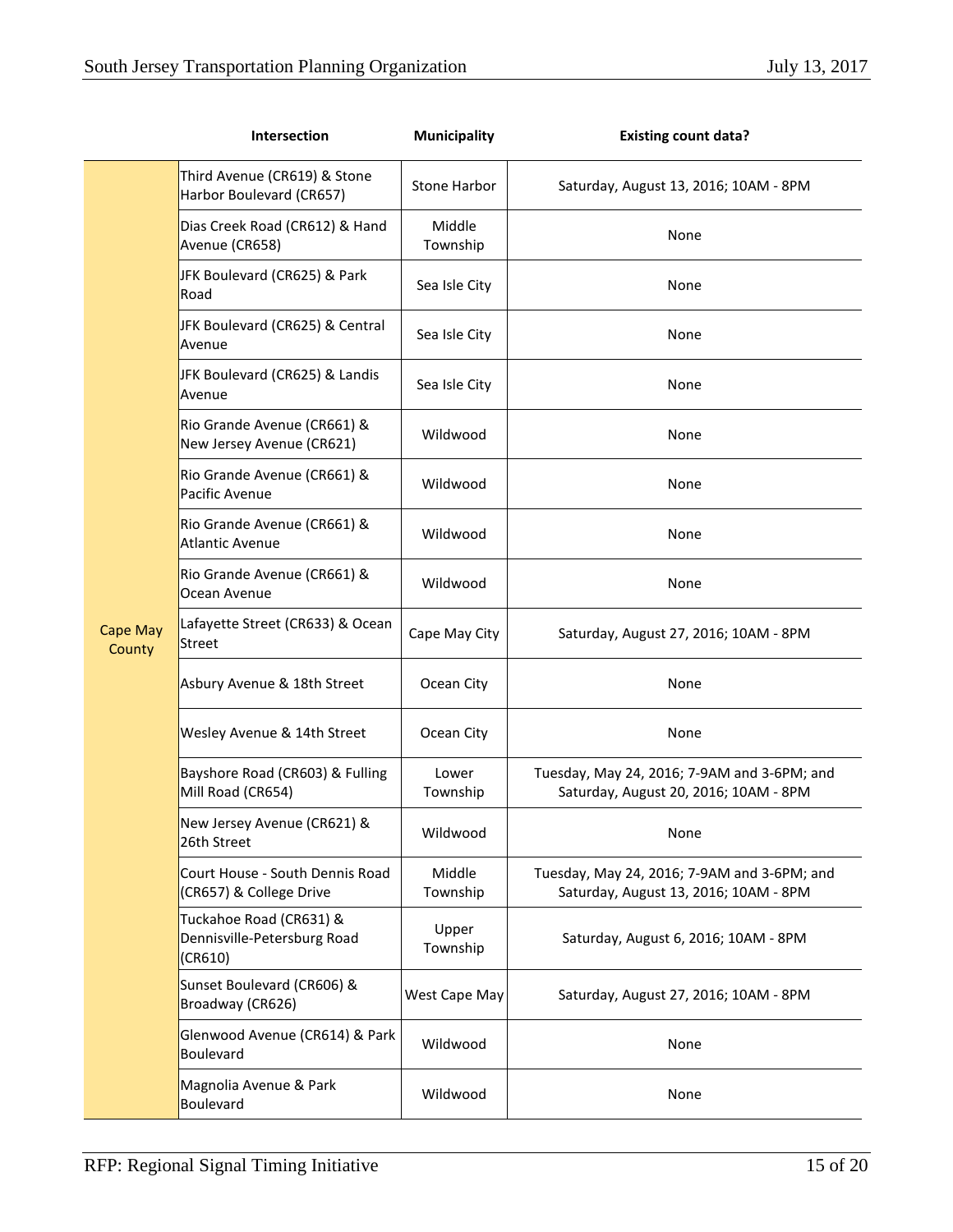| | Intersection | Municipality | Existing count data? |
|---|---|---|---|
| Cape May County | Third Avenue (CR619) & Stone Harbor Boulevard (CR657) | Stone Harbor | Saturday, August 13, 2016; 10AM - 8PM |
| | Dias Creek Road (CR612) & Hand Avenue (CR658) | Middle Township | None |
| | JFK Boulevard (CR625) & Park Road | Sea Isle City | None |
| | JFK Boulevard (CR625) & Central Avenue | Sea Isle City | None |
| | JFK Boulevard (CR625) & Landis Avenue | Sea Isle City | None |
| | Rio Grande Avenue (CR661) & New Jersey Avenue (CR621) | Wildwood | None |
| | Rio Grande Avenue (CR661) & Pacific Avenue | Wildwood | None |
| | Rio Grande Avenue (CR661) & Atlantic Avenue | Wildwood | None |
| | Rio Grande Avenue (CR661) & Ocean Avenue | Wildwood | None |
| | Lafayette Street (CR633) & Ocean Street | Cape May City | Saturday, August 27, 2016; 10AM - 8PM |
| | Asbury Avenue & 18th Street | Ocean City | None |
| | Wesley Avenue & 14th Street | Ocean City | None |
| | Bayshore Road (CR603) & Fulling Mill Road (CR654) | Lower Township | Tuesday, May 24, 2016; 7-9AM and 3-6PM; and Saturday, August 20, 2016; 10AM - 8PM |
| | New Jersey Avenue (CR621) & 26th Street | Wildwood | None |
| | Court House - South Dennis Road (CR657) & College Drive | Middle Township | Tuesday, May 24, 2016; 7-9AM and 3-6PM; and Saturday, August 13, 2016; 10AM - 8PM |
| | Tuckahoe Road (CR631) & Dennisville-Petersburg Road (CR610) | Upper Township | Saturday, August 6, 2016; 10AM - 8PM |
| | Sunset Boulevard (CR606) & Broadway (CR626) | West Cape May | Saturday, August 27, 2016; 10AM - 8PM |
| | Glenwood Avenue (CR614) & Park Boulevard | Wildwood | None |
| | Magnolia Avenue & Park Boulevard | Wildwood | None |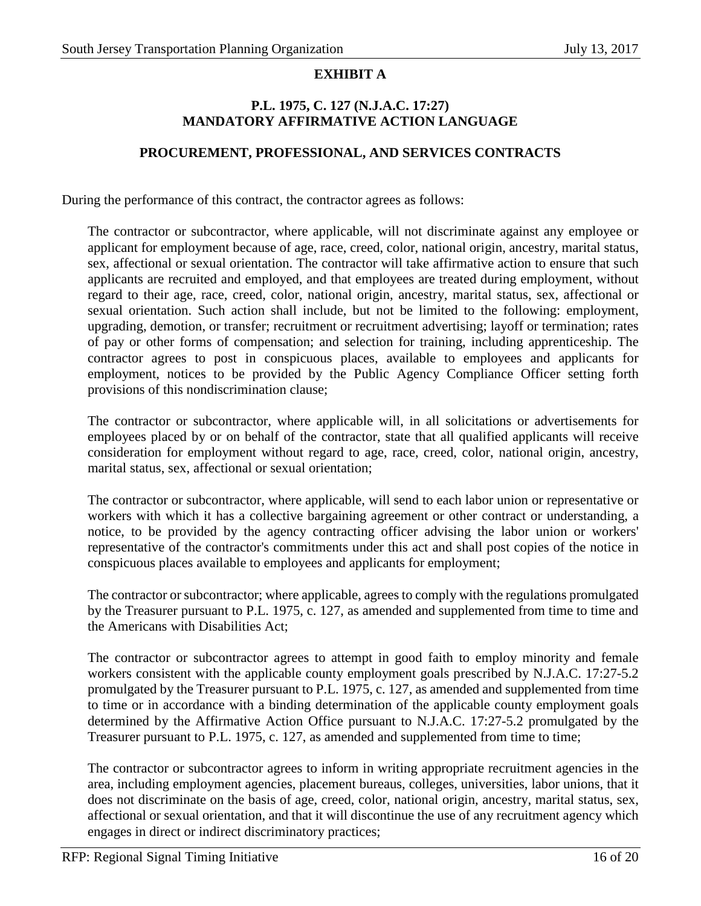# EXHIBIT A

## P.L. 1975, C. 127 (N.J.A.C. 17:27) MANDATORY AFFIRMATIVE ACTION LANGUAGE

## PROCUREMENT, PROFESSIONAL, AND SERVICES CONTRACTS

During the performance of this contract, the contractor agrees as follows:

The contractor or subcontractor, where applicable, will not discriminate against any employee or applicant for employment because of age, race, creed, color, national origin, ancestry, marital status, sex, affectional or sexual orientation. The contractor will take affirmative action to ensure that such applicants are recruited and employed, and that employees are treated during employment, without regard to their age, race, creed, color, national origin, ancestry, marital status, sex, affectional or sexual orientation. Such action shall include, but not be limited to the following: employment, upgrading, demotion, or transfer; recruitment or recruitment advertising; layoff or termination; rates of pay or other forms of compensation; and selection for training, including apprenticeship. The contractor agrees to post in conspicuous places, available to employees and applicants for employment, notices to be provided by the Public Agency Compliance Officer setting forth provisions of this nondiscrimination clause;

The contractor or subcontractor, where applicable will, in all solicitations or advertisements for employees placed by or on behalf of the contractor, state that all qualified applicants will receive consideration for employment without regard to age, race, creed, color, national origin, ancestry, marital status, sex, affectional or sexual orientation;

The contractor or subcontractor, where applicable, will send to each labor union or representative or workers with which it has a collective bargaining agreement or other contract or understanding, a notice, to be provided by the agency contracting officer advising the labor union or workers' representative of the contractor's commitments under this act and shall post copies of the notice in conspicuous places available to employees and applicants for employment;

The contractor or subcontractor; where applicable, agrees to comply with the regulations promulgated by the Treasurer pursuant to P.L. 1975, c. 127, as amended and supplemented from time to time and the Americans with Disabilities Act;

The contractor or subcontractor agrees to attempt in good faith to employ minority and female workers consistent with the applicable county employment goals prescribed by N.J.A.C. 17:27-5.2 promulgated by the Treasurer pursuant to P.L. 1975, c. 127, as amended and supplemented from time to time or in accordance with a binding determination of the applicable county employment goals determined by the Affirmative Action Office pursuant to N.J.A.C. 17:27-5.2 promulgated by the Treasurer pursuant to P.L. 1975, c. 127, as amended and supplemented from time to time;

The contractor or subcontractor agrees to inform in writing appropriate recruitment agencies in the area, including employment agencies, placement bureaus, colleges, universities, labor unions, that it does not discriminate on the basis of age, creed, color, national origin, ancestry, marital status, sex, affectional or sexual orientation, and that it will discontinue the use of any recruitment agency which engages in direct or indirect discriminatory practices;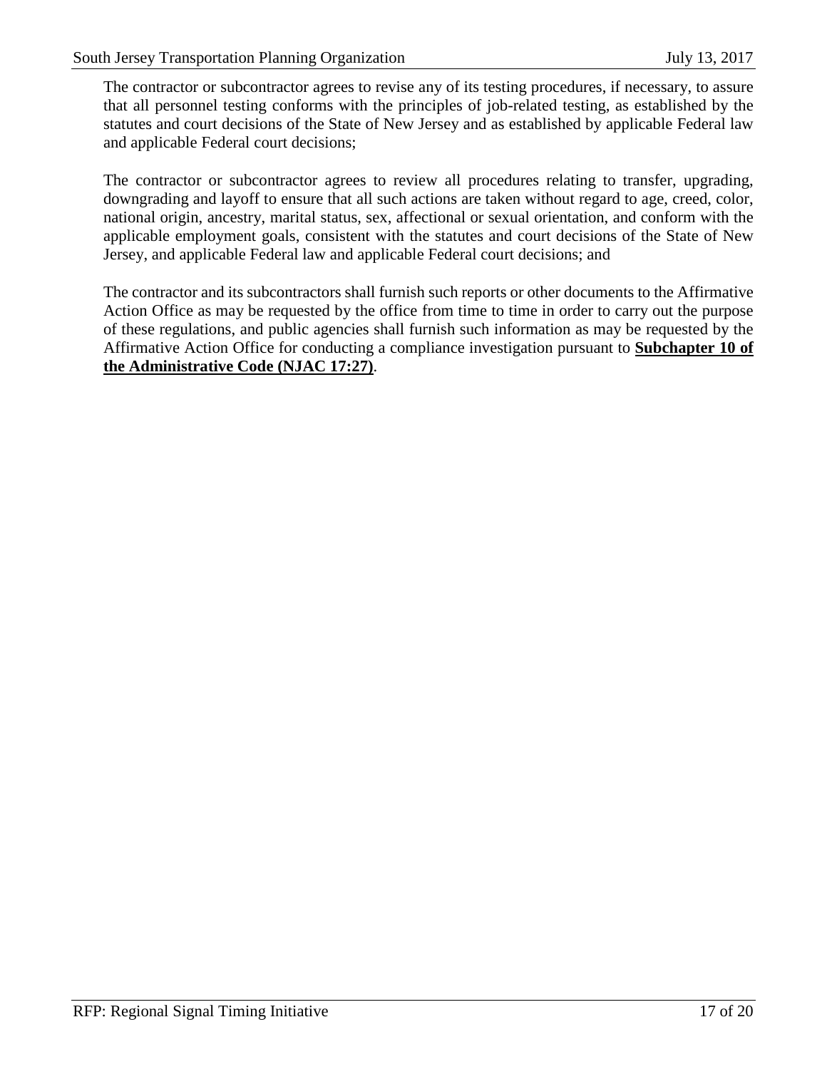The contractor or subcontractor agrees to revise any of its testing procedures, if necessary, to assure that all personnel testing conforms with the principles of job-related testing, as established by the statutes and court decisions of the State of New Jersey and as established by applicable Federal law and applicable Federal court decisions;

The contractor or subcontractor agrees to review all procedures relating to transfer, upgrading, downgrading and layoff to ensure that all such actions are taken without regard to age, creed, color, national origin, ancestry, marital status, sex, affectional or sexual orientation, and conform with the applicable employment goals, consistent with the statutes and court decisions of the State of New Jersey, and applicable Federal law and applicable Federal court decisions; and

The contractor and its subcontractors shall furnish such reports or other documents to the Affirmative Action Office as may be requested by the office from time to time in order to carry out the purpose of these regulations, and public agencies shall furnish such information as may be requested by the Affirmative Action Office for conducting a compliance investigation pursuant to **Subchapter 10 of the Administrative Code (NJAC 17:27)**.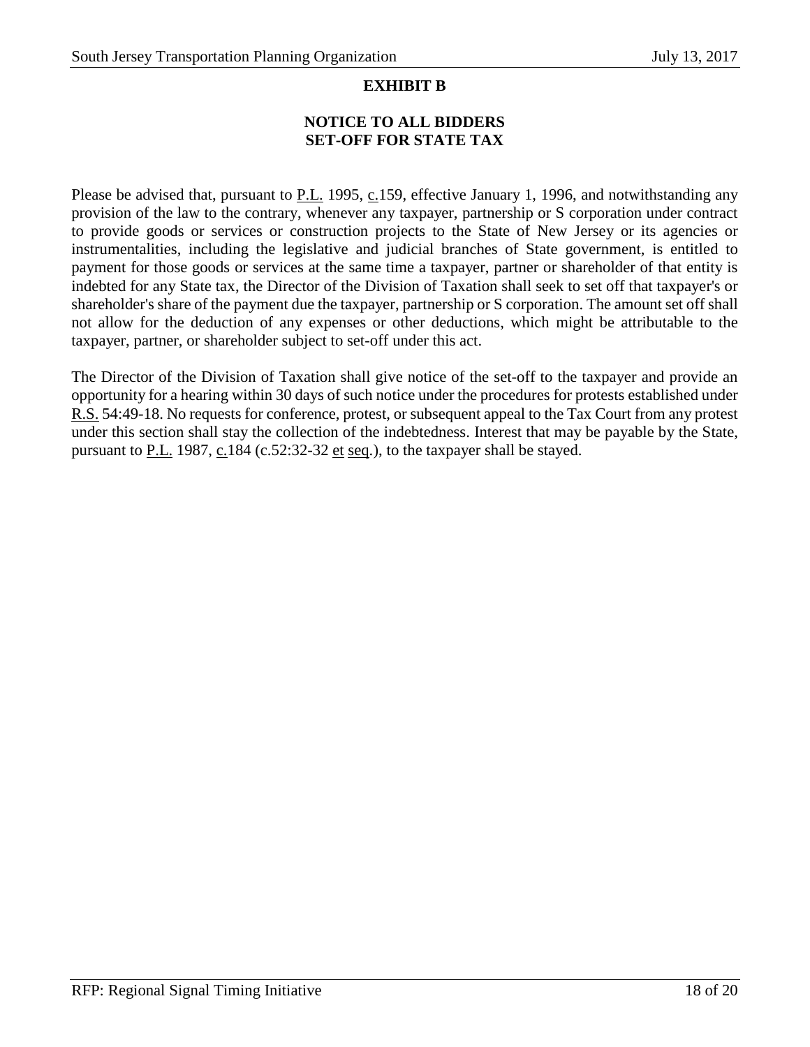## EXHIBIT B

### NOTICE TO ALL BIDDERS
### SET-OFF FOR STATE TAX

Please be advised that, pursuant to P.L. 1995, c.159, effective January 1, 1996, and notwithstanding any provision of the law to the contrary, whenever any taxpayer, partnership or S corporation under contract to provide goods or services or construction projects to the State of New Jersey or its agencies or instrumentalities, including the legislative and judicial branches of State government, is entitled to payment for those goods or services at the same time a taxpayer, partner or shareholder of that entity is indebted for any State tax, the Director of the Division of Taxation shall seek to set off that taxpayer's or shareholder's share of the payment due the taxpayer, partnership or S corporation. The amount set off shall not allow for the deduction of any expenses or other deductions, which might be attributable to the taxpayer, partner, or shareholder subject to set-off under this act.

The Director of the Division of Taxation shall give notice of the set-off to the taxpayer and provide an opportunity for a hearing within 30 days of such notice under the procedures for protests established under R.S. 54:49-18. No requests for conference, protest, or subsequent appeal to the Tax Court from any protest under this section shall stay the collection of the indebtedness. Interest that may be payable by the State, pursuant to P.L. 1987, c.184 (c.52:32-32 et seq.), to the taxpayer shall be stayed.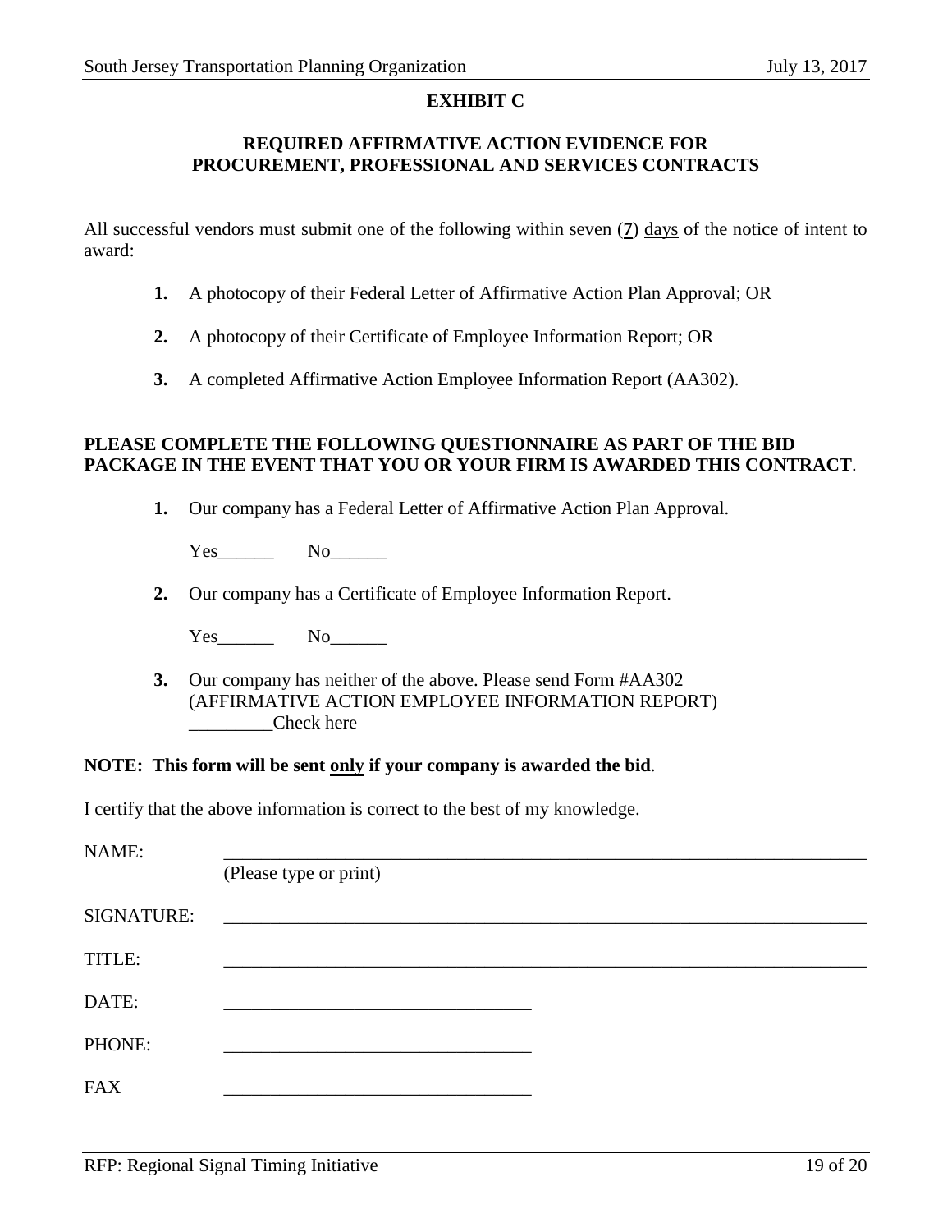## EXHIBIT C

### REQUIRED AFFIRMATIVE ACTION EVIDENCE FOR PROCUREMENT, PROFESSIONAL AND SERVICES CONTRACTS

All successful vendors must submit one of the following within seven (**7**) days of the notice of intent to award:

1. A photocopy of their Federal Letter of Affirmative Action Plan Approval; OR
2. A photocopy of their Certificate of Employee Information Report; OR
3. A completed Affirmative Action Employee Information Report (AA302).

**PLEASE COMPLETE THE FOLLOWING QUESTIONNAIRE AS PART OF THE BID PACKAGE IN THE EVENT THAT YOU OR YOUR FIRM IS AWARDED THIS CONTRACT**.

1. Our company has a Federal Letter of Affirmative Action Plan Approval.

   Yes______ No______

2. Our company has a Certificate of Employee Information Report.

   Yes______ No______

3. Our company has neither of the above. Please send Form #AA302 (AFFIRMATIVE ACTION EMPLOYEE INFORMATION REPORT)
   _________Check here

**NOTE: This form will be sent only if your company is awarded the bid**.

I certify that the above information is correct to the best of my knowledge.

NAME: ______________________________________________
(Please type or print)

SIGNATURE: ______________________________________________

TITLE: ______________________________________________

DATE: ______________________________

PHONE: ______________________________

FAX ______________________________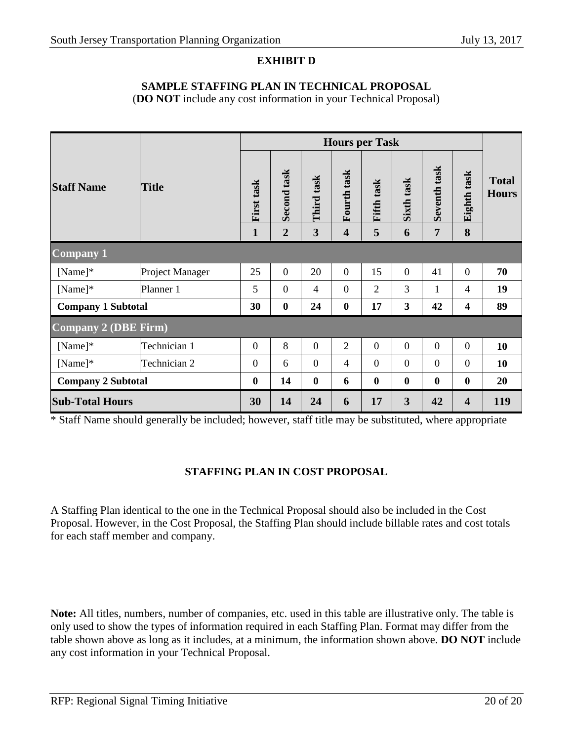**EXHIBIT D**

**SAMPLE STAFFING PLAN IN TECHNICAL PROPOSAL**

(**DO NOT** include any cost information in your Technical Proposal)

| Staff Name | Title | Hours per Task | | | | | | | | Total Hours |
|---|---|---|---|---|---|---|---|---|---|---|
| | | First task | Second task | Third task | Fourth task | Fifth task | Sixth task | Seventh task | Eighth task | |
| | | **1** | **2** | **3** | **4** | **5** | **6** | **7** | **8** | |
| **Company 1** | | | | | | | | | | |
| [Name]* | Project Manager | 25 | 0 | 20 | 0 | 15 | 0 | 41 | 0 | **70** |
| [Name]* | Planner 1 | 5 | 0 | 4 | 0 | 2 | 3 | 1 | 4 | **19** |
| **Company 1 Subtotal** | | **30** | **0** | **24** | **0** | **17** | **3** | **42** | **4** | **89** |
| **Company 2 (DBE Firm)** | | | | | | | | | | |
| [Name]* | Technician 1 | 0 | 8 | 0 | 2 | 0 | 0 | 0 | 0 | **10** |
| [Name]* | Technician 2 | 0 | 6 | 0 | 4 | 0 | 0 | 0 | 0 | **10** |
| **Company 2 Subtotal** | | **0** | **14** | **0** | **6** | **0** | **0** | **0** | **0** | **20** |
| **Sub-Total Hours** | | **30** | **14** | **24** | **6** | **17** | **3** | **42** | **4** | **119** |

* Staff Name should generally be included; however, staff title may be substituted, where appropriate

**STAFFING PLAN IN COST PROPOSAL**

A Staffing Plan identical to the one in the Technical Proposal should also be included in the Cost Proposal. However, in the Cost Proposal, the Staffing Plan should include billable rates and cost totals for each staff member and company.

**Note:** All titles, numbers, number of companies, etc. used in this table are illustrative only. The table is only used to show the types of information required in each Staffing Plan. Format may differ from the table shown above as long as it includes, at a minimum, the information shown above. **DO NOT** include any cost information in your Technical Proposal.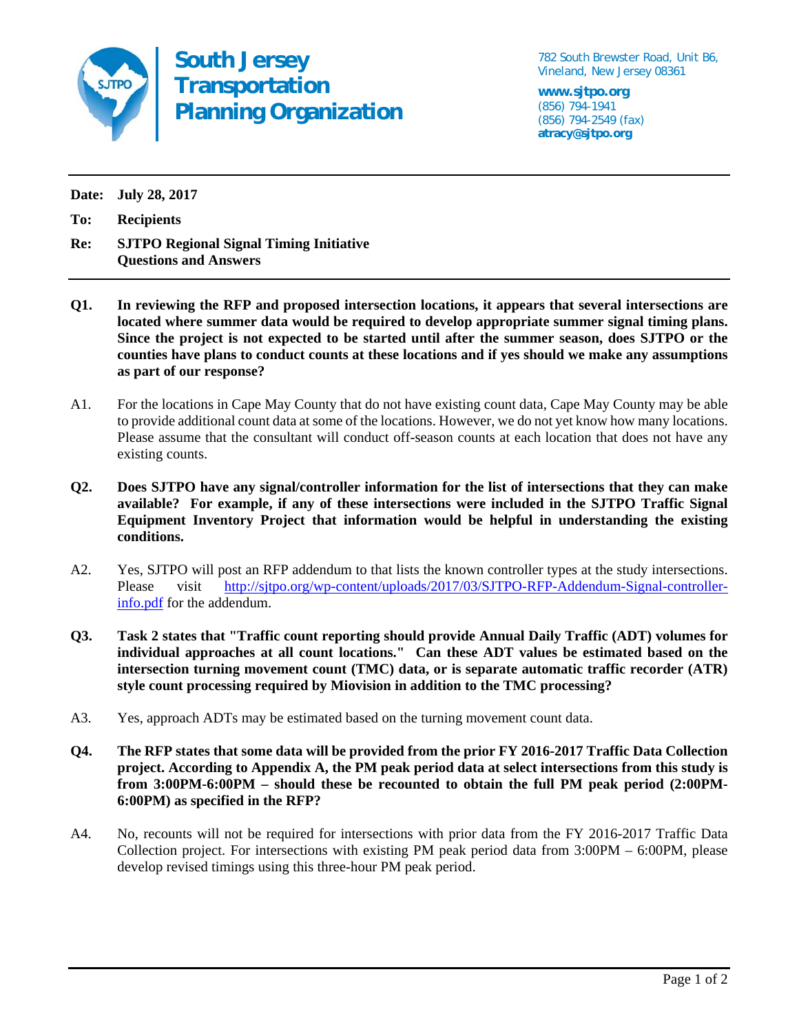# South Jersey Transportation Planning Organization

782 South Brewster Road, Unit B6,
Vineland, New Jersey 08361

**www.sjtpo.org**
(856) 794-1941
(856) 794-2549 (fax)
**atracy@sjtpo.org**

---

**Date:** **July 28, 2017**

**To:** **Recipients**

**Re:** **SJTPO Regional Signal Timing Initiative**
**Questions and Answers**

---

**Q1. In reviewing the RFP and proposed intersection locations, it appears that several intersections are located where summer data would be required to develop appropriate summer signal timing plans. Since the project is not expected to be started until after the summer season, does SJTPO or the counties have plans to conduct counts at these locations and if yes should we make any assumptions as part of our response?**

A1. For the locations in Cape May County that do not have existing count data, Cape May County may be able to provide additional count data at some of the locations. However, we do not yet know how many locations. Please assume that the consultant will conduct off-season counts at each location that does not have any existing counts.

**Q2. Does SJTPO have any signal/controller information for the list of intersections that they can make available? For example, if any of these intersections were included in the SJTPO Traffic Signal Equipment Inventory Project that information would be helpful in understanding the existing conditions.**

A2. Yes, SJTPO will post an RFP addendum to that lists the known controller types at the study intersections. Please visit [http://sjtpo.org/wp-content/uploads/2017/03/SJTPO-RFP-Addendum-Signal-controller-info.pdf](http://sjtpo.org/wp-content/uploads/2017/03/SJTPO-RFP-Addendum-Signal-controller-info.pdf) for the addendum.

**Q3. Task 2 states that "Traffic count reporting should provide Annual Daily Traffic (ADT) volumes for individual approaches at all count locations." Can these ADT values be estimated based on the intersection turning movement count (TMC) data, or is separate automatic traffic recorder (ATR) style count processing required by Miovision in addition to the TMC processing?**

A3. Yes, approach ADTs may be estimated based on the turning movement count data.

**Q4. The RFP states that some data will be provided from the prior FY 2016-2017 Traffic Data Collection project. According to Appendix A, the PM peak period data at select intersections from this study is from 3:00PM-6:00PM – should these be recounted to obtain the full PM peak period (2:00PM-6:00PM) as specified in the RFP?**

A4. No, recounts will not be required for intersections with prior data from the FY 2016-2017 Traffic Data Collection project. For intersections with existing PM peak period data from 3:00PM – 6:00PM, please develop revised timings using this three-hour PM peak period.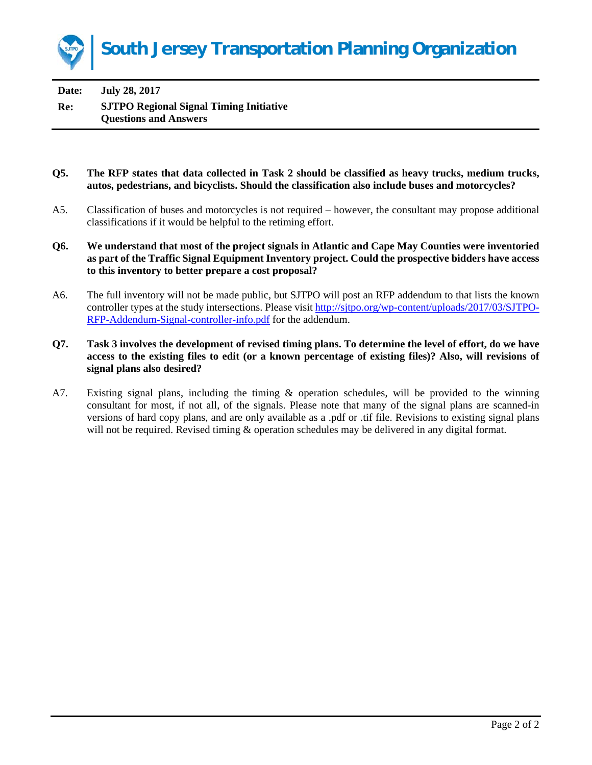# South Jersey Transportation Planning Organization

**Date:** July 28, 2017

**Re:** SJTPO Regional Signal Timing Initiative
Questions and Answers

---

**Q5. The RFP states that data collected in Task 2 should be classified as heavy trucks, medium trucks, autos, pedestrians, and bicyclists. Should the classification also include buses and motorcycles?**

A5. Classification of buses and motorcycles is not required – however, the consultant may propose additional classifications if it would be helpful to the retiming effort.

**Q6. We understand that most of the project signals in Atlantic and Cape May Counties were inventoried as part of the Traffic Signal Equipment Inventory project. Could the prospective bidders have access to this inventory to better prepare a cost proposal?**

A6. The full inventory will not be made public, but SJTPO will post an RFP addendum to that lists the known controller types at the study intersections. Please visit [http://sjtpo.org/wp-content/uploads/2017/03/SJTPO-RFP-Addendum-Signal-controller-info.pdf](http://sjtpo.org/wp-content/uploads/2017/03/SJTPO-RFP-Addendum-Signal-controller-info.pdf) for the addendum.

**Q7. Task 3 involves the development of revised timing plans. To determine the level of effort, do we have access to the existing files to edit (or a known percentage of existing files)? Also, will revisions of signal plans also desired?**

A7. Existing signal plans, including the timing & operation schedules, will be provided to the winning consultant for most, if not all, of the signals. Please note that many of the signal plans are scanned-in versions of hard copy plans, and are only available as a .pdf or .tif file. Revisions to existing signal plans will not be required. Revised timing & operation schedules may be delivered in any digital format.